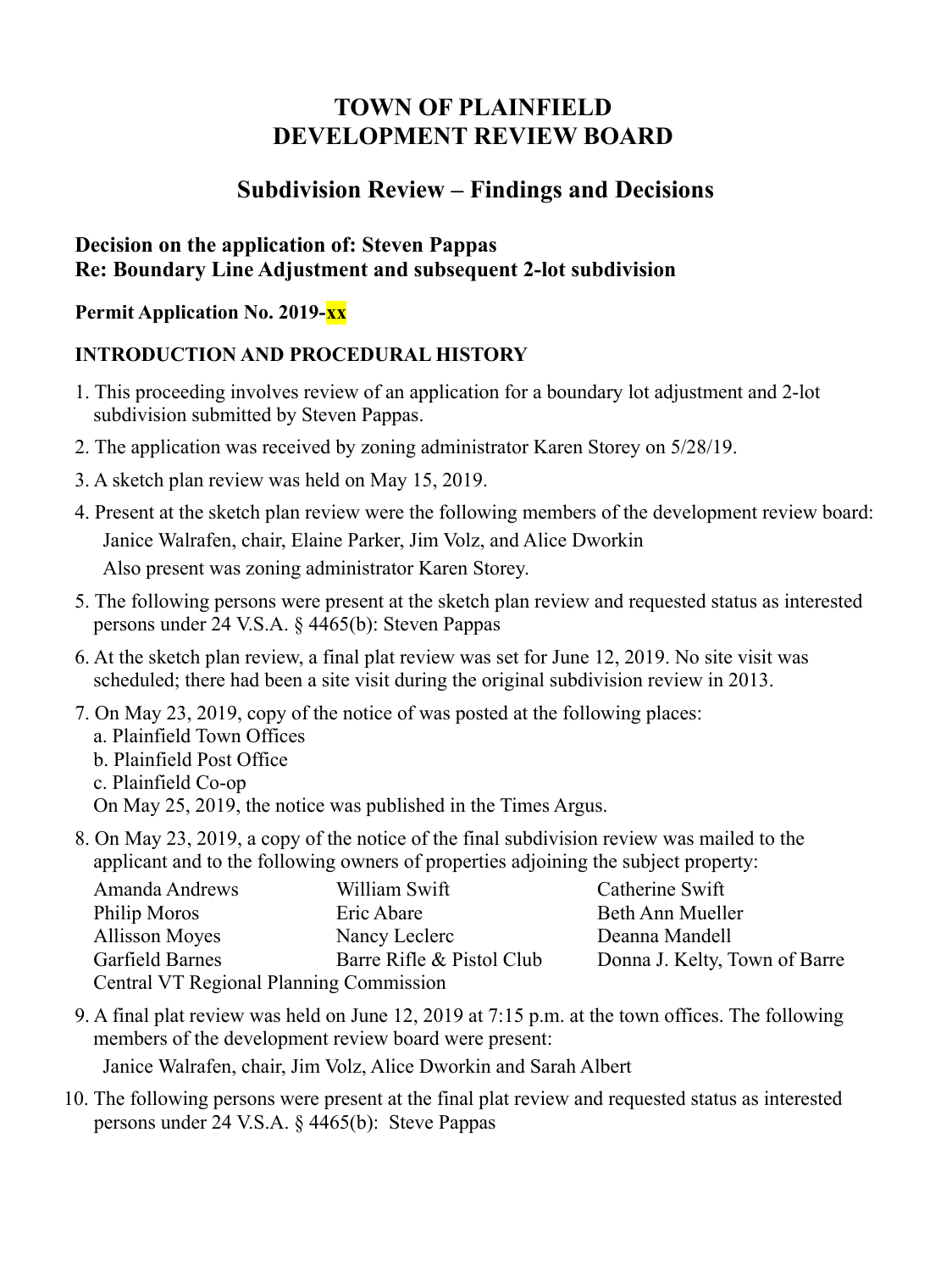# TOWN OF PLAINFIELD
# DEVELOPMENT REVIEW BOARD

## Subdivision Review – Findings and Decisions

**Decision on the application of: Steven Pappas**
**Re: Boundary Line Adjustment and subsequent 2-lot subdivision**

**Permit Application No. 2019-xx**

### INTRODUCTION AND PROCEDURAL HISTORY

1. This proceeding involves review of an application for a boundary lot adjustment and 2-lot subdivision submitted by Steven Pappas.
2. The application was received by zoning administrator Karen Storey on 5/28/19.
3. A sketch plan review was held on May 15, 2019.
4. Present at the sketch plan review were the following members of the development review board:
   Janice Walrafen, chair, Elaine Parker, Jim Volz, and Alice Dworkin
   Also present was zoning administrator Karen Storey.
5. The following persons were present at the sketch plan review and requested status as interested persons under 24 V.S.A. § 4465(b): Steven Pappas
6. At the sketch plan review, a final plat review was set for June 12, 2019. No site visit was scheduled; there had been a site visit during the original subdivision review in 2013.
7. On May 23, 2019, copy of the notice of was posted at the following places:
   a. Plainfield Town Offices
   b. Plainfield Post Office
   c. Plainfield Co-op
   On May 25, 2019, the notice was published in the Times Argus.
8. On May 23, 2019, a copy of the notice of the final subdivision review was mailed to the applicant and to the following owners of properties adjoining the subject property:

   | | | |
   |---|---|---|
   | Amanda Andrews | William Swift | Catherine Swift |
   | Philip Moros | Eric Abare | Beth Ann Mueller |
   | Allisson Moyes | Nancy Leclerc | Deanna Mandell |
   | Garfield Barnes | Barre Rifle & Pistol Club | Donna J. Kelty, Town of Barre |

   Central VT Regional Planning Commission
9. A final plat review was held on June 12, 2019 at 7:15 p.m. at the town offices. The following members of the development review board were present:
   Janice Walrafen, chair, Jim Volz, Alice Dworkin and Sarah Albert
10. The following persons were present at the final plat review and requested status as interested persons under 24 V.S.A. § 4465(b): Steve Pappas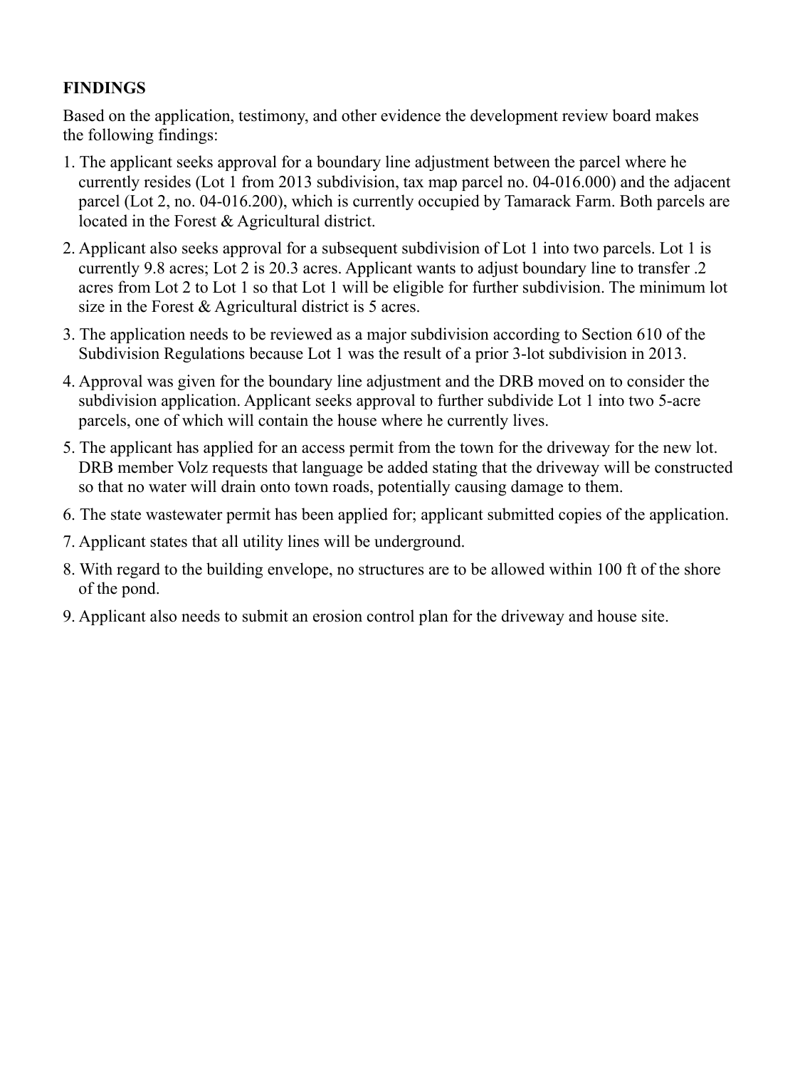**FINDINGS**

Based on the application, testimony, and other evidence the development review board makes the following findings:

1. The applicant seeks approval for a boundary line adjustment between the parcel where he currently resides (Lot 1 from 2013 subdivision, tax map parcel no. 04-016.000) and the adjacent parcel (Lot 2, no. 04-016.200), which is currently occupied by Tamarack Farm. Both parcels are located in the Forest & Agricultural district.
2. Applicant also seeks approval for a subsequent subdivision of Lot 1 into two parcels. Lot 1 is currently 9.8 acres; Lot 2 is 20.3 acres. Applicant wants to adjust boundary line to transfer .2 acres from Lot 2 to Lot 1 so that Lot 1 will be eligible for further subdivision. The minimum lot size in the Forest & Agricultural district is 5 acres.
3. The application needs to be reviewed as a major subdivision according to Section 610 of the Subdivision Regulations because Lot 1 was the result of a prior 3-lot subdivision in 2013.
4. Approval was given for the boundary line adjustment and the DRB moved on to consider the subdivision application. Applicant seeks approval to further subdivide Lot 1 into two 5-acre parcels, one of which will contain the house where he currently lives.
5. The applicant has applied for an access permit from the town for the driveway for the new lot. DRB member Volz requests that language be added stating that the driveway will be constructed so that no water will drain onto town roads, potentially causing damage to them.
6. The state wastewater permit has been applied for; applicant submitted copies of the application.
7. Applicant states that all utility lines will be underground.
8. With regard to the building envelope, no structures are to be allowed within 100 ft of the shore of the pond.
9. Applicant also needs to submit an erosion control plan for the driveway and house site.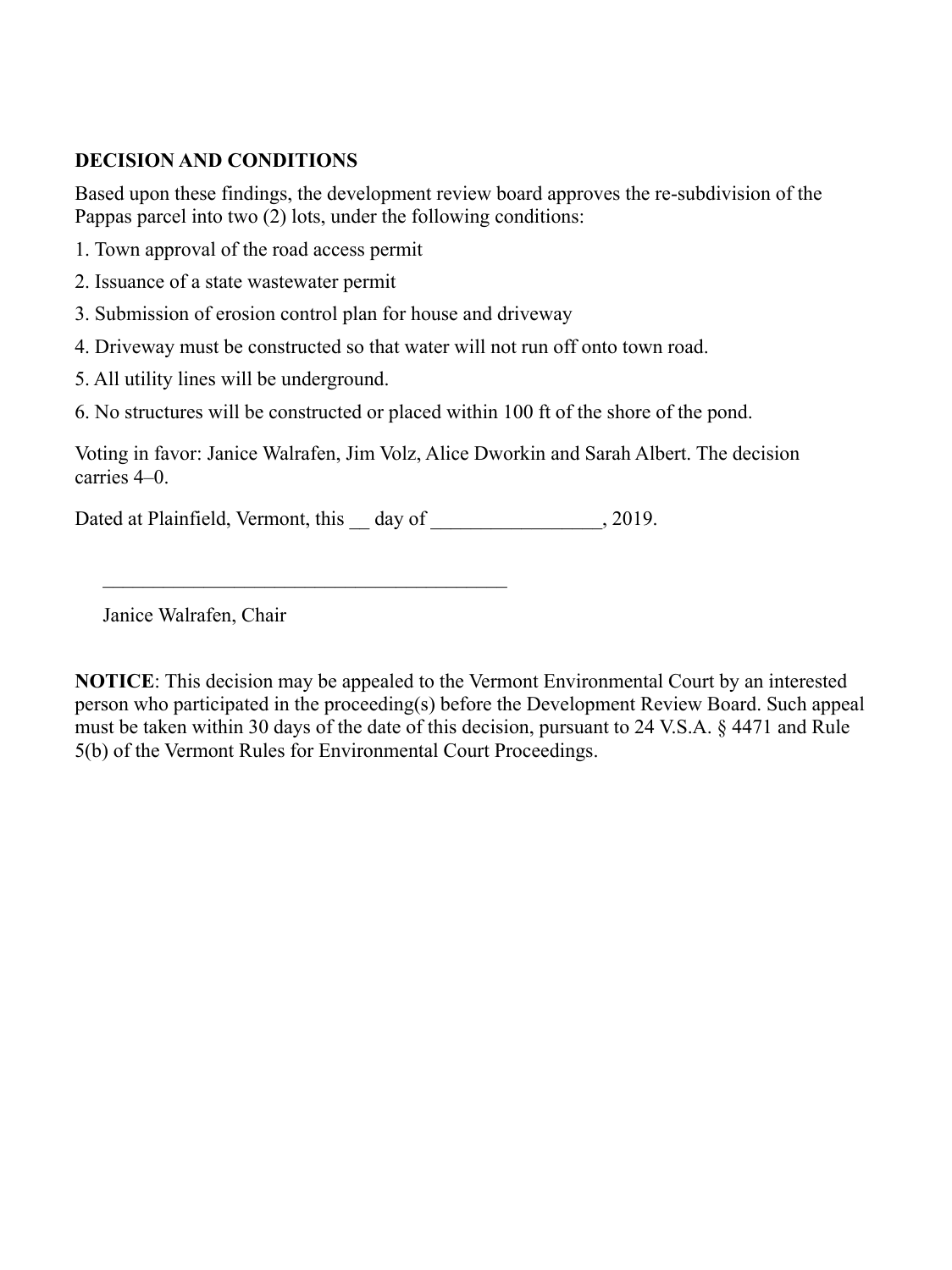**DECISION AND CONDITIONS**

Based upon these findings, the development review board approves the re-subdivision of the Pappas parcel into two (2) lots, under the following conditions:

1. Town approval of the road access permit
2. Issuance of a state wastewater permit
3. Submission of erosion control plan for house and driveway
4. Driveway must be constructed so that water will not run off onto town road.
5. All utility lines will be underground.
6. No structures will be constructed or placed within 100 ft of the shore of the pond.

Voting in favor: Janice Walrafen, Jim Volz, Alice Dworkin and Sarah Albert. The decision carries 4–0.

Dated at Plainfield, Vermont, this __ day of _________________, 2019.

_________________________________________

Janice Walrafen, Chair

**NOTICE**: This decision may be appealed to the Vermont Environmental Court by an interested person who participated in the proceeding(s) before the Development Review Board. Such appeal must be taken within 30 days of the date of this decision, pursuant to 24 V.S.A. § 4471 and Rule 5(b) of the Vermont Rules for Environmental Court Proceedings.